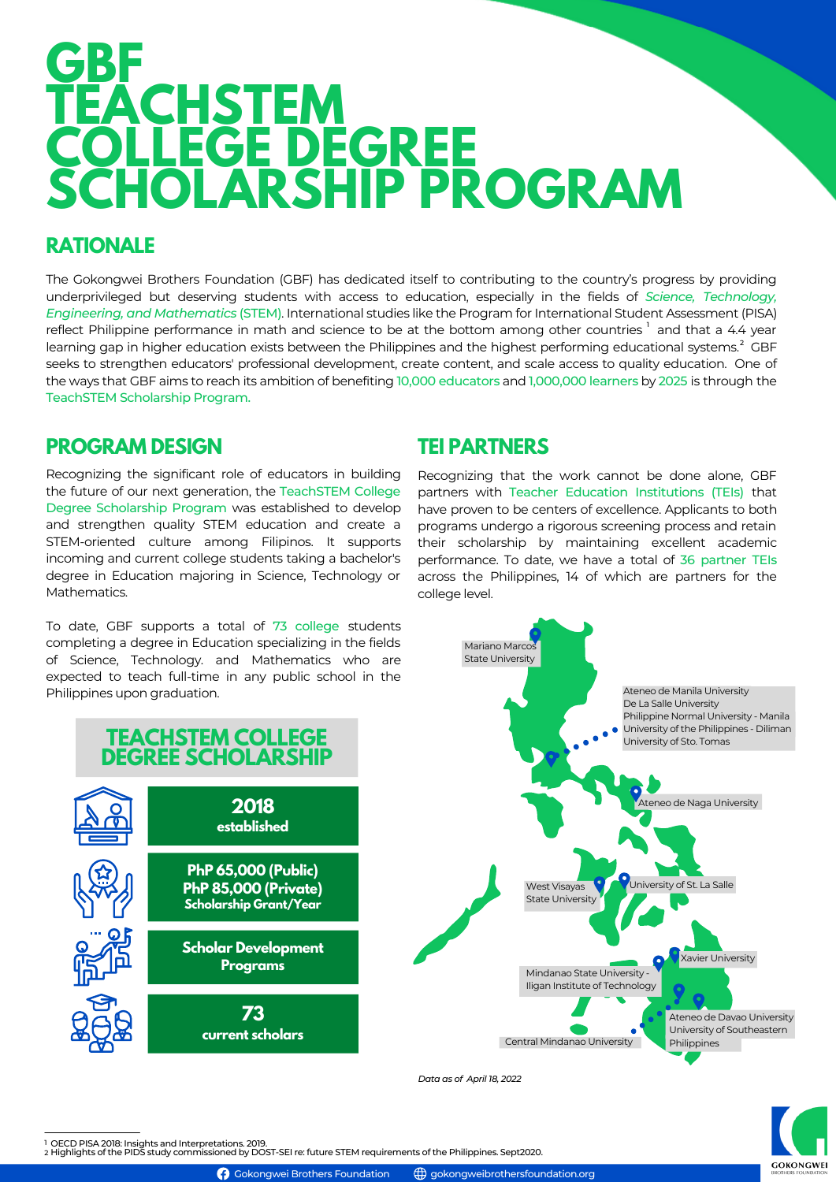# GBF TEACHSTEM COLLEGE DEGREE SCHOLARSHIP PROGRAM

## RATIONALE

The Gokongwei Brothers Foundation (GBF) has dedicated itself to contributing to the country's progress by providing underprivileged but deserving students with access to education, especially in the fields of *Science, Technology, Engineering, and Mathematics* (STEM). International studies like the Program for International Student Assessment (PISA) reflect Philippine performance in math and science to be at the bottom among other countries [1] and that a 4.4 year learning gap in higher education exists between the Philippines and the highest performing educational systems.[2] GBF seeks to strengthen educators' professional development, create content, and scale access to quality education. One of the ways that GBF aims to reach its ambition of benefiting 10,000 educators and 1,000,000 learners by 2025 is through the TeachSTEM Scholarship Program.

## PROGRAM DESIGN

Recognizing the significant role of educators in building the future of our next generation, the TeachSTEM College Degree Scholarship Program was established to develop and strengthen quality STEM education and create a STEM-oriented culture among Filipinos. It supports incoming and current college students taking a bachelor's degree in Education majoring in Science, Technology or Mathematics.

To date, GBF supports a total of 73 college students completing a degree in Education specializing in the fields of Science, Technology. and Mathematics who are expected to teach full-time in any public school in the Philippines upon graduation.

### TEACHSTEM COLLEGE DEGREE SCHOLARSHIP

- **2018** established
- **PhP 65,000 (Public) PhP 85,000 (Private)** Scholarship Grant/Year
- **Scholar Development Programs**
- **73** current scholars

## TEI PARTNERS

Recognizing that the work cannot be done alone, GBF partners with Teacher Education Institutions (TEIs) that have proven to be centers of excellence. Applicants to both programs undergo a rigorous screening process and retain their scholarship by maintaining excellent academic performance. To date, we have a total of 36 partner TEIs across the Philippines, 14 of which are partners for the college level.

- Mariano Marcos State University
- Ateneo de Manila University
- De La Salle University
- Philippine Normal University - Manila
- University of the Philippines - Diliman
- University of Sto. Tomas
- Ateneo de Naga University
- West Visayas State University
- University of St. La Salle
- Xavier University
- Mindanao State University - Iligan Institute of Technology
- Ateneo de Davao University
- University of Southeastern Philippines
- Central Mindanao University

*Data as of April 18, 2022*

---

[1] OECD PISA 2018: Insights and Interpretations. 2019.
[2] Highlights of the PIDS study commissioned by DOST-SEI re: future STEM requirements of the Philippines. Sept2020.

Gokongwei Brothers Foundation | gokongweibrothersfoundation.org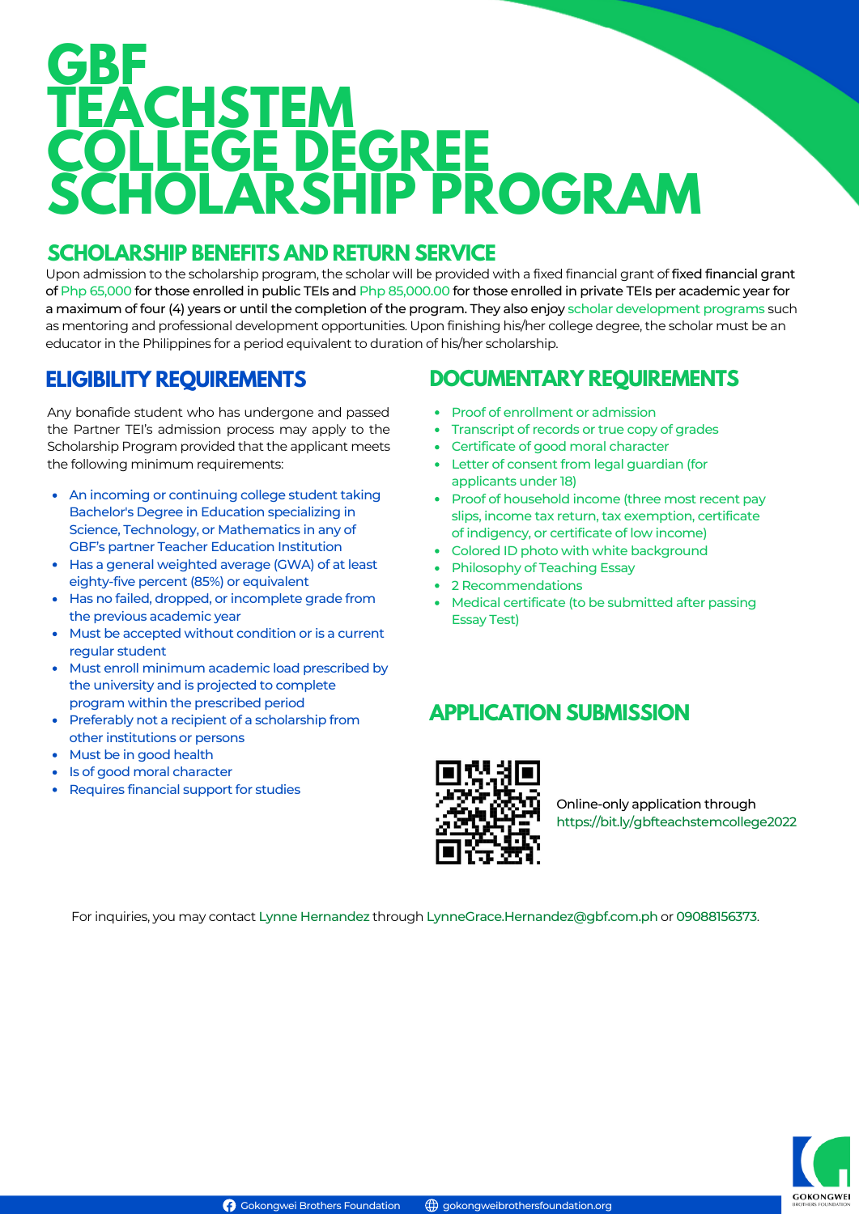# GBF TEACHSTEM COLLEGE DEGREE SCHOLARSHIP PROGRAM

## SCHOLARSHIP BENEFITS AND RETURN SERVICE

Upon admission to the scholarship program, the scholar will be provided with a fixed financial grant of fixed financial grant of Php 65,000 for those enrolled in public TEIs and Php 85,000.00 for those enrolled in private TEIs per academic year for a maximum of four (4) years or until the completion of the program. They also enjoy scholar development programs such as mentoring and professional development opportunities. Upon finishing his/her college degree, the scholar must be an educator in the Philippines for a period equivalent to duration of his/her scholarship.

## ELIGIBILITY REQUIREMENTS

Any bonafide student who has undergone and passed the Partner TEI's admission process may apply to the Scholarship Program provided that the applicant meets the following minimum requirements:

- An incoming or continuing college student taking Bachelor's Degree in Education specializing in Science, Technology, or Mathematics in any of GBF's partner Teacher Education Institution
- Has a general weighted average (GWA) of at least eighty-five percent (85%) or equivalent
- Has no failed, dropped, or incomplete grade from the previous academic year
- Must be accepted without condition or is a current regular student
- Must enroll minimum academic load prescribed by the university and is projected to complete program within the prescribed period
- Preferably not a recipient of a scholarship from other institutions or persons
- Must be in good health
- Is of good moral character
- Requires financial support for studies

## DOCUMENTARY REQUIREMENTS

- Proof of enrollment or admission
- Transcript of records or true copy of grades
- Certificate of good moral character
- Letter of consent from legal guardian (for applicants under 18)
- Proof of household income (three most recent pay slips, income tax return, tax exemption, certificate of indigency, or certificate of low income)
- Colored ID photo with white background
- Philosophy of Teaching Essay
- 2 Recommendations
- Medical certificate (to be submitted after passing Essay Test)

## APPLICATION SUBMISSION

Online-only application through https://bit.ly/gbfteachstemcollege2022

For inquiries, you may contact Lynne Hernandez through LynneGrace.Hernandez@gbf.com.ph or 09088156373.

Gokongwei Brothers Foundation    gokongweibrothersfoundation.org